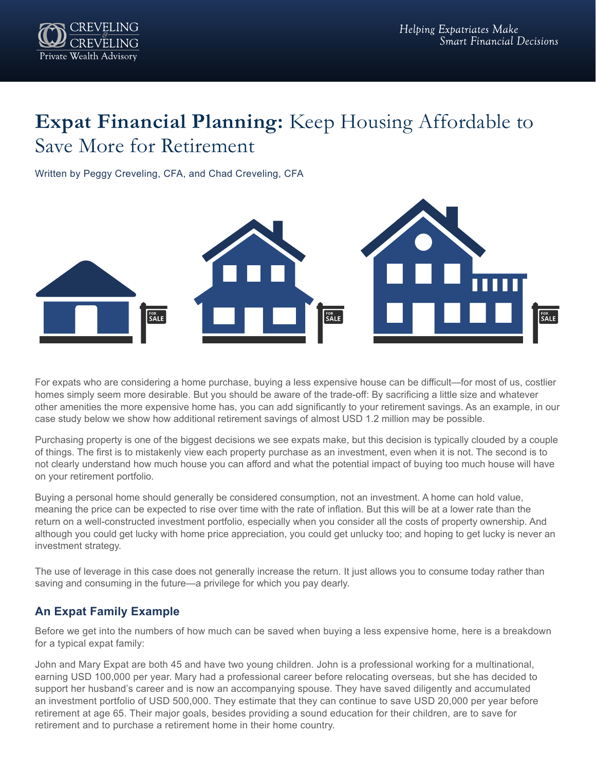# **Expat Financial Planning:** Keep Housing Affordable to Save More for Retirement

Written by Peggy Creveling, CFA, and Chad Creveling, CFA

For expats who are considering a home purchase, buying a less expensive house can be difficult—for most of us, costlier homes simply seem more desirable. But you should be aware of the trade-off: By sacrificing a little size and whatever other amenities the more expensive home has, you can add significantly to your retirement savings. As an example, in our case study below we show how additional retirement savings of almost USD 1.2 million may be possible.

Purchasing property is one of the biggest decisions we see expats make, but this decision is typically clouded by a couple of things. The first is to mistakenly view each property purchase as an investment, even when it is not. The second is to not clearly understand how much house you can afford and what the potential impact of buying too much house will have on your retirement portfolio.

Buying a personal home should generally be considered consumption, not an investment. A home can hold value, meaning the price can be expected to rise over time with the rate of inflation. But this will be at a lower rate than the return on a well-constructed investment portfolio, especially when you consider all the costs of property ownership. And although you could get lucky with home price appreciation, you could get unlucky too; and hoping to get lucky is never an investment strategy.

The use of leverage in this case does not generally increase the return. It just allows you to consume today rather than saving and consuming in the future—a privilege for which you pay dearly.

## An Expat Family Example

Before we get into the numbers of how much can be saved when buying a less expensive home, here is a breakdown for a typical expat family:

John and Mary Expat are both 45 and have two young children. John is a professional working for a multinational, earning USD 100,000 per year. Mary had a professional career before relocating overseas, but she has decided to support her husband's career and is now an accompanying spouse. They have saved diligently and accumulated an investment portfolio of USD 500,000. They estimate that they can continue to save USD 20,000 per year before retirement at age 65. Their major goals, besides providing a sound education for their children, are to save for retirement and to purchase a retirement home in their home country.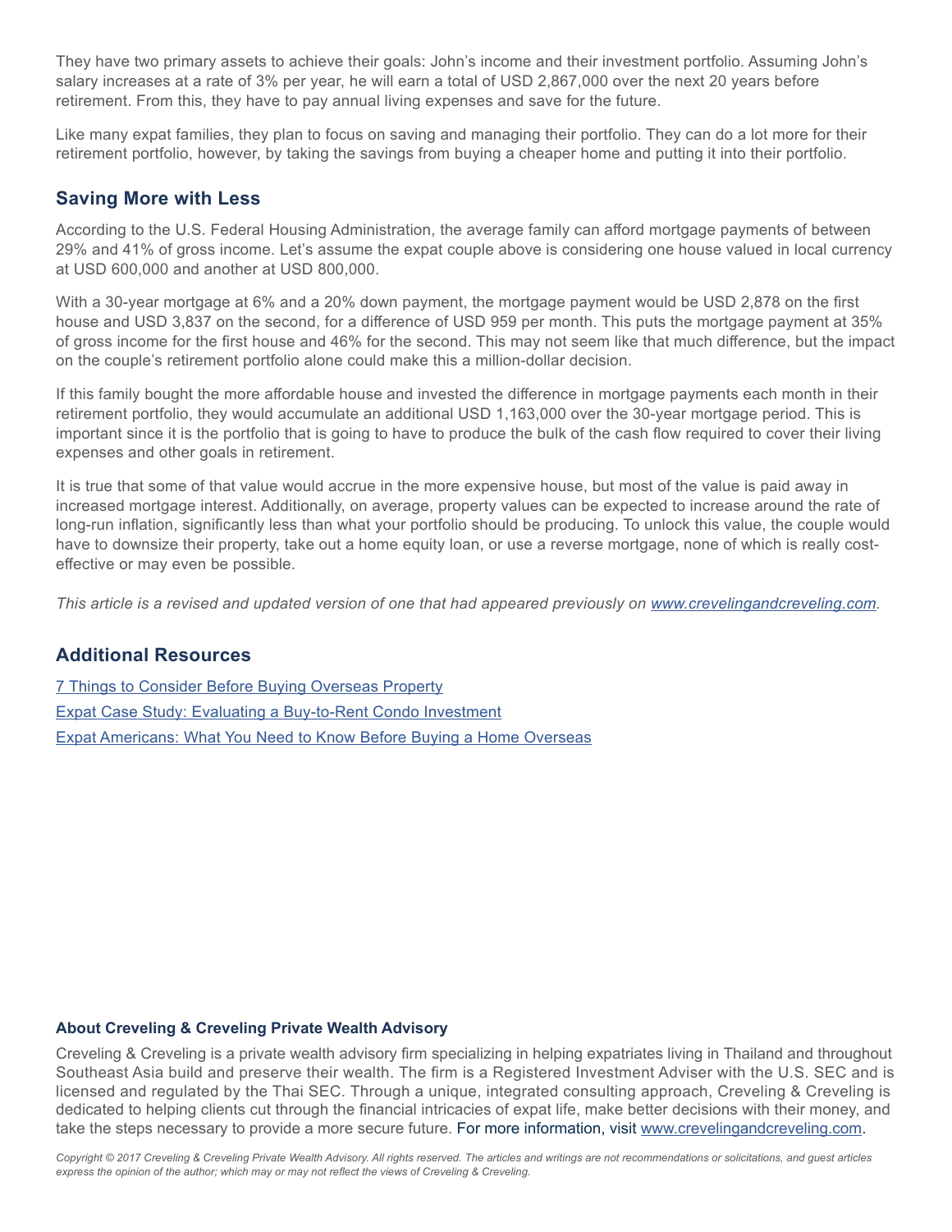They have two primary assets to achieve their goals: John's income and their investment portfolio. Assuming John's salary increases at a rate of 3% per year, he will earn a total of USD 2,867,000 over the next 20 years before retirement. From this, they have to pay annual living expenses and save for the future.

Like many expat families, they plan to focus on saving and managing their portfolio. They can do a lot more for their retirement portfolio, however, by taking the savings from buying a cheaper home and putting it into their portfolio.

## Saving More with Less

According to the U.S. Federal Housing Administration, the average family can afford mortgage payments of between 29% and 41% of gross income. Let's assume the expat couple above is considering one house valued in local currency at USD 600,000 and another at USD 800,000.

With a 30-year mortgage at 6% and a 20% down payment, the mortgage payment would be USD 2,878 on the first house and USD 3,837 on the second, for a difference of USD 959 per month. This puts the mortgage payment at 35% of gross income for the first house and 46% for the second. This may not seem like that much difference, but the impact on the couple's retirement portfolio alone could make this a million-dollar decision.

If this family bought the more affordable house and invested the difference in mortgage payments each month in their retirement portfolio, they would accumulate an additional USD 1,163,000 over the 30-year mortgage period. This is important since it is the portfolio that is going to have to produce the bulk of the cash flow required to cover their living expenses and other goals in retirement.

It is true that some of that value would accrue in the more expensive house, but most of the value is paid away in increased mortgage interest. Additionally, on average, property values can be expected to increase around the rate of long-run inflation, significantly less than what your portfolio should be producing. To unlock this value, the couple would have to downsize their property, take out a home equity loan, or use a reverse mortgage, none of which is really cost-effective or may even be possible.

*This article is a revised and updated version of one that had appeared previously on [www.crevelingandcreveling.com](www.crevelingandcreveling.com).*

## Additional Resources

[7 Things to Consider Before Buying Overseas Property]()

[Expat Case Study: Evaluating a Buy-to-Rent Condo Investment]()

[Expat Americans: What You Need to Know Before Buying a Home Overseas]()

**About Creveling & Creveling Private Wealth Advisory**

Creveling & Creveling is a private wealth advisory firm specializing in helping expatriates living in Thailand and throughout Southeast Asia build and preserve their wealth. The firm is a Registered Investment Adviser with the U.S. SEC and is licensed and regulated by the Thai SEC. Through a unique, integrated consulting approach, Creveling & Creveling is dedicated to helping clients cut through the financial intricacies of expat life, make better decisions with their money, and take the steps necessary to provide a more secure future. For more information, visit [www.crevelingandcreveling.com](www.crevelingandcreveling.com).

*Copyright © 2017 Creveling & Creveling Private Wealth Advisory. All rights reserved. The articles and writings are not recommendations or solicitations, and guest articles express the opinion of the author; which may or may not reflect the views of Creveling & Creveling.*